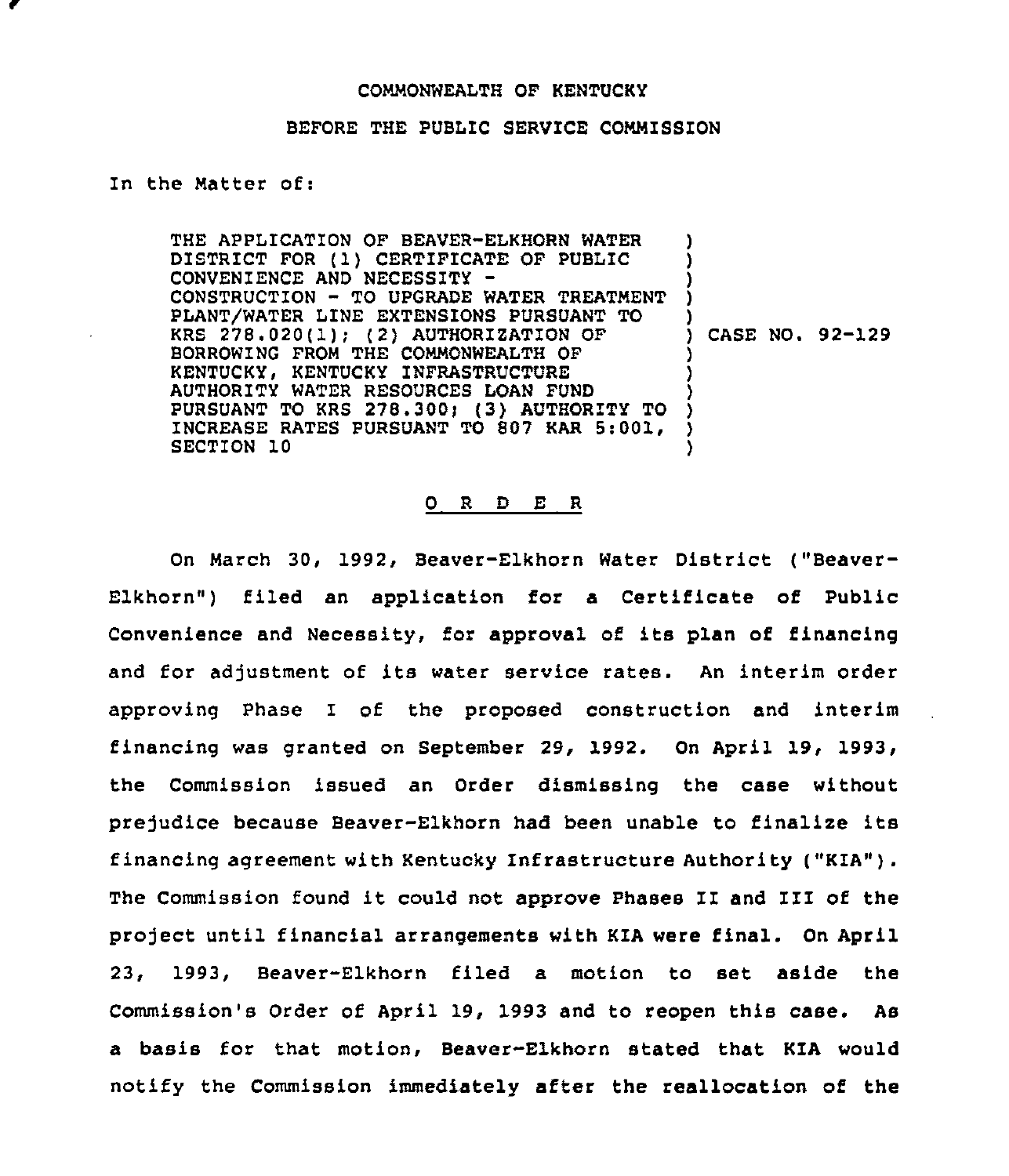COMMONWEALTH OF KENTUCKY

BEFORE THE PUBLIC SERVICE COMMISSION

In the Matter of:

| | | |
|---|---|---|
| THE APPLICATION OF BEAVER-ELKHORN WATER DISTRICT FOR (1) CERTIFICATE OF PUBLIC CONVENIENCE AND NECESSITY - CONSTRUCTION - TO UPGRADE WATER TREATMENT PLANT/WATER LINE EXTENSIONS PURSUANT TO KRS 278.020(1); (2) AUTHORIZATION OF BORROWING FROM THE COMMONWEALTH OF KENTUCKY, KENTUCKY INFRASTRUCTURE AUTHORITY WATER RESOURCES LOAN FUND PURSUANT TO KRS 278.300; (3) AUTHORITY TO INCREASE RATES PURSUANT TO 807 KAR 5:001, SECTION 10 | ) | CASE NO. 92-129 |

O R D E R

On March 30, 1992, Beaver-Elkhorn Water District ("Beaver-Elkhorn") filed an application for a Certificate of Public Convenience and Necessity, for approval of its plan of financing and for adjustment of its water service rates. An interim order approving Phase I of the proposed construction and interim financing was granted on September 29, 1992. On April 19, 1993, the Commission issued an Order dismissing the case without prejudice because Beaver-Elkhorn had been unable to finalize its financing agreement with Kentucky Infrastructure Authority ("KIA"). The Commission found it could not approve Phases II and III of the project until financial arrangements with KIA were final. On April 23, 1993, Beaver-Elkhorn filed a motion to set aside the Commission's Order of April 19, 1993 and to reopen this case. As a basis for that motion, Beaver-Elkhorn stated that KIA would notify the Commission immediately after the reallocation of the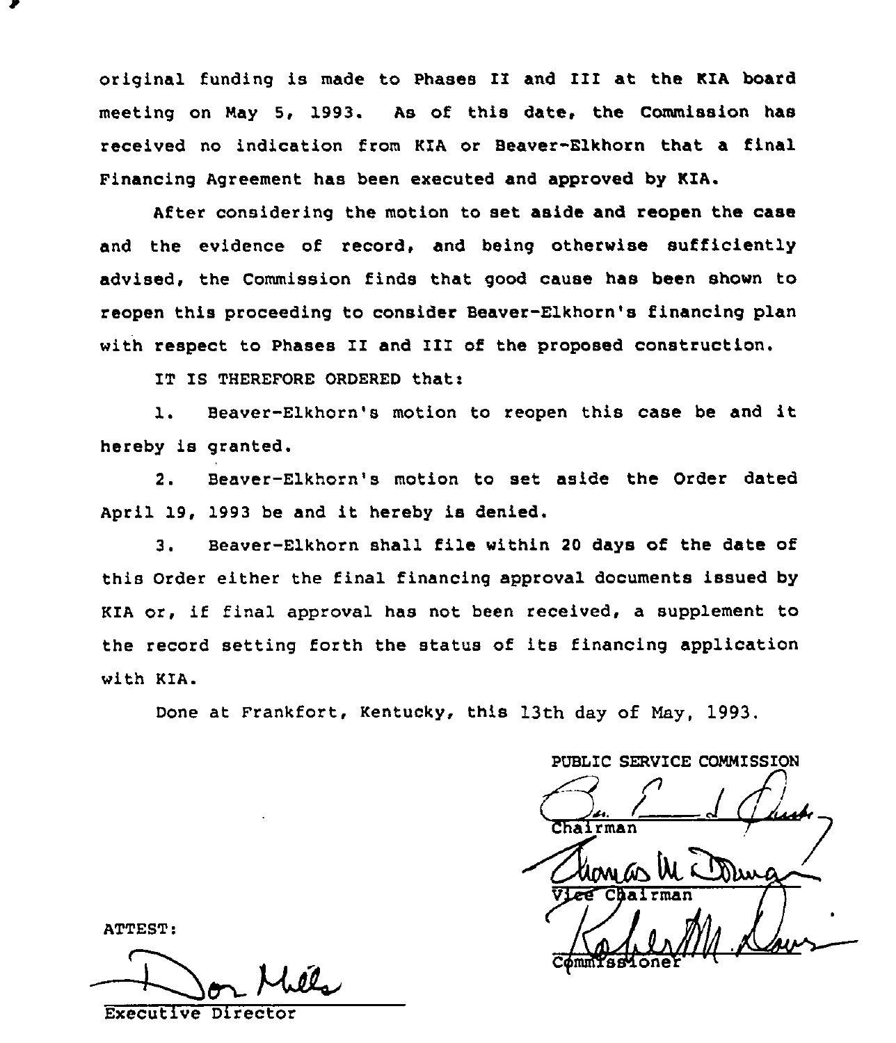original funding is made to Phases II and III at the KIA board meeting on May 5, 1993. As of this date, the Commission has received no indication from KIA or Beaver-Elkhorn that a final Financing Agreement has been executed and approved by KIA.

After considering the motion to set aside and reopen the case and the evidence of record, and being otherwise sufficiently advised, the Commission finds that good cause has been shown to reopen this proceeding to consider Beaver-Elkhorn's financing plan with respect to Phases II and III of the proposed construction.

IT IS THEREFORE ORDERED that:

1. Beaver-Elkhorn's motion to reopen this case be and it hereby is granted.

2. Beaver-Elkhorn's motion to set aside the Order dated April 19, 1993 be and it hereby is denied.

3. Beaver-Elkhorn shall file within 20 days of the date of this Order either the final financing approval documents issued by KIA or, if final approval has not been received, a supplement to the record setting forth the status of its financing application with KIA.

Done at Frankfort, Kentucky, this 13th day of May, 1993.

PUBLIC SERVICE COMMISSION

Chairman

Vice Chairman

Commissioner

ATTEST:

Executive Director